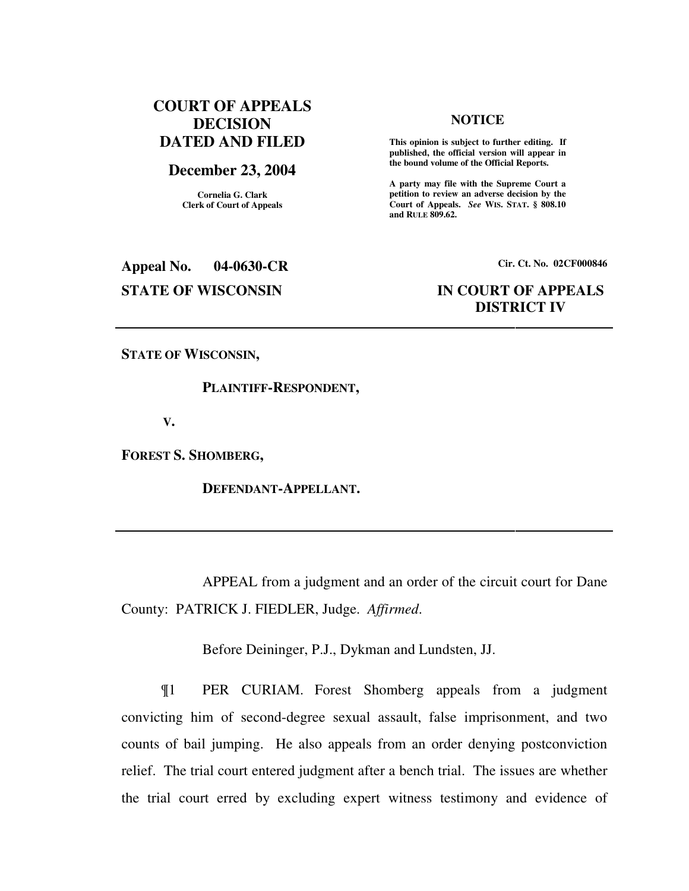**COURT OF APPEALS DECISION DATED AND FILED**

**December 23, 2004**

Cornelia G. Clark
Clerk of Court of Appeals

**NOTICE**

**This opinion is subject to further editing. If published, the official version will appear in the bound volume of the Official Reports.**

**A party may file with the Supreme Court a petition to review an adverse decision by the Court of Appeals.** *See* **WIS. STAT. § 808.10 and RULE 809.62.**

**Appeal No. 04-0630-CR**

**Cir. Ct. No. 02CF000846**

**STATE OF WISCONSIN**

**IN COURT OF APPEALS DISTRICT IV**

---

**STATE OF WISCONSIN,**

**PLAINTIFF-RESPONDENT,**

**V.**

**FOREST S. SHOMBERG,**

**DEFENDANT-APPELLANT.**

---

APPEAL from a judgment and an order of the circuit court for Dane County: PATRICK J. FIEDLER, Judge. *Affirmed.*

Before Deininger, P.J., Dykman and Lundsten, JJ.

¶1 PER CURIAM. Forest Shomberg appeals from a judgment convicting him of second-degree sexual assault, false imprisonment, and two counts of bail jumping. He also appeals from an order denying postconviction relief. The trial court entered judgment after a bench trial. The issues are whether the trial court erred by excluding expert witness testimony and evidence of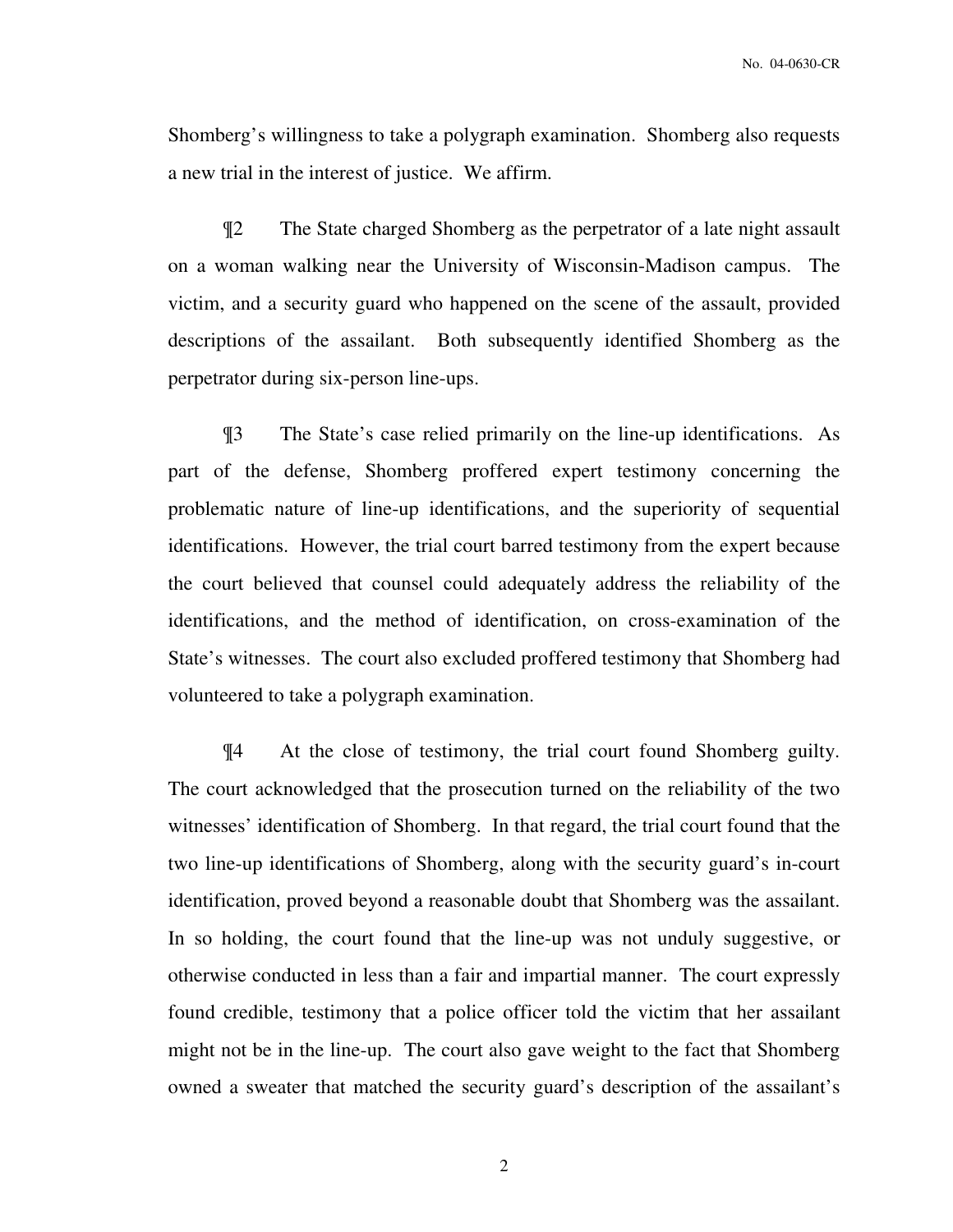Shomberg's willingness to take a polygraph examination. Shomberg also requests a new trial in the interest of justice. We affirm.

¶2 The State charged Shomberg as the perpetrator of a late night assault on a woman walking near the University of Wisconsin-Madison campus. The victim, and a security guard who happened on the scene of the assault, provided descriptions of the assailant. Both subsequently identified Shomberg as the perpetrator during six-person line-ups.

¶3 The State's case relied primarily on the line-up identifications. As part of the defense, Shomberg proffered expert testimony concerning the problematic nature of line-up identifications, and the superiority of sequential identifications. However, the trial court barred testimony from the expert because the court believed that counsel could adequately address the reliability of the identifications, and the method of identification, on cross-examination of the State's witnesses. The court also excluded proffered testimony that Shomberg had volunteered to take a polygraph examination.

¶4 At the close of testimony, the trial court found Shomberg guilty. The court acknowledged that the prosecution turned on the reliability of the two witnesses' identification of Shomberg. In that regard, the trial court found that the two line-up identifications of Shomberg, along with the security guard's in-court identification, proved beyond a reasonable doubt that Shomberg was the assailant. In so holding, the court found that the line-up was not unduly suggestive, or otherwise conducted in less than a fair and impartial manner. The court expressly found credible, testimony that a police officer told the victim that her assailant might not be in the line-up. The court also gave weight to the fact that Shomberg owned a sweater that matched the security guard's description of the assailant's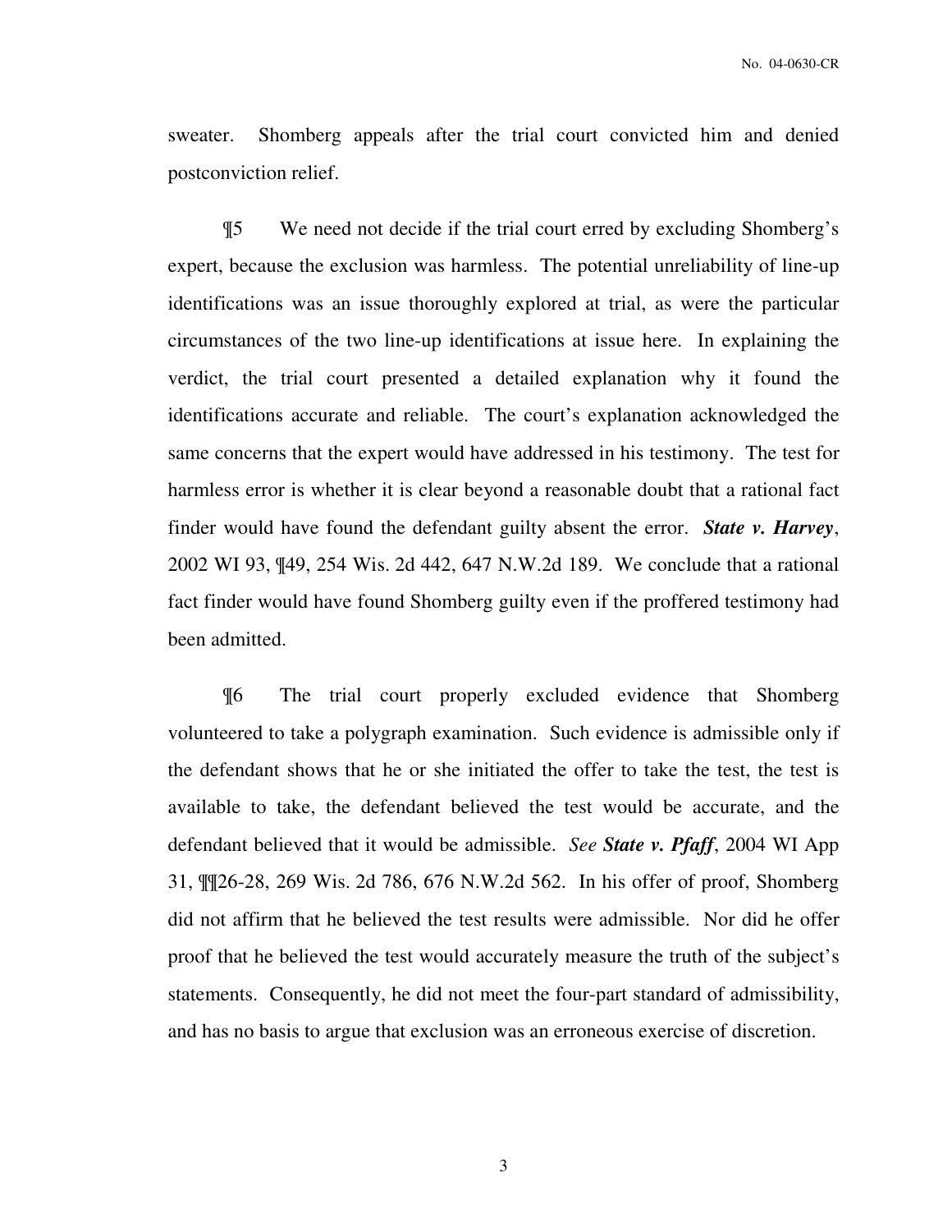sweater. Shomberg appeals after the trial court convicted him and denied postconviction relief.

¶5 We need not decide if the trial court erred by excluding Shomberg's expert, because the exclusion was harmless. The potential unreliability of line-up identifications was an issue thoroughly explored at trial, as were the particular circumstances of the two line-up identifications at issue here. In explaining the verdict, the trial court presented a detailed explanation why it found the identifications accurate and reliable. The court's explanation acknowledged the same concerns that the expert would have addressed in his testimony. The test for harmless error is whether it is clear beyond a reasonable doubt that a rational fact finder would have found the defendant guilty absent the error. ***State v. Harvey***, 2002 WI 93, ¶49, 254 Wis. 2d 442, 647 N.W.2d 189. We conclude that a rational fact finder would have found Shomberg guilty even if the proffered testimony had been admitted.

¶6 The trial court properly excluded evidence that Shomberg volunteered to take a polygraph examination. Such evidence is admissible only if the defendant shows that he or she initiated the offer to take the test, the test is available to take, the defendant believed the test would be accurate, and the defendant believed that it would be admissible. *See* ***State v. Pfaff***, 2004 WI App 31, ¶¶26-28, 269 Wis. 2d 786, 676 N.W.2d 562. In his offer of proof, Shomberg did not affirm that he believed the test results were admissible. Nor did he offer proof that he believed the test would accurately measure the truth of the subject's statements. Consequently, he did not meet the four-part standard of admissibility, and has no basis to argue that exclusion was an erroneous exercise of discretion.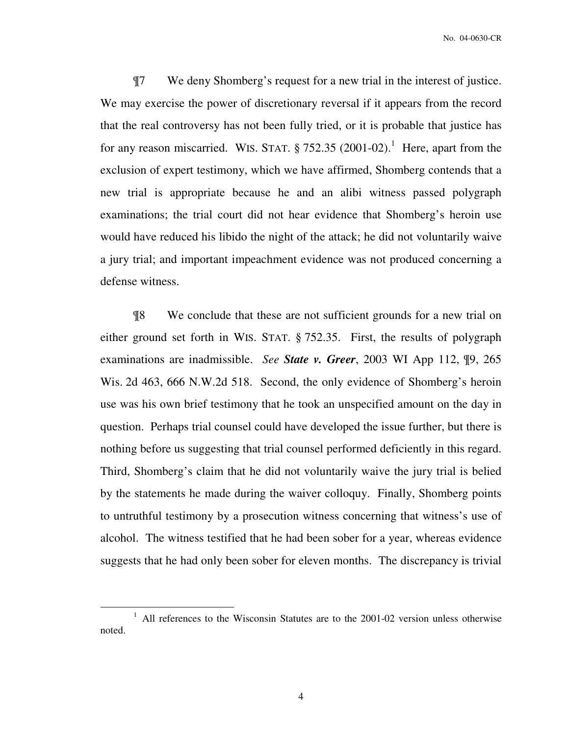¶7 We deny Shomberg's request for a new trial in the interest of justice. We may exercise the power of discretionary reversal if it appears from the record that the real controversy has not been fully tried, or it is probable that justice has for any reason miscarried. WIS. STAT. § 752.35 (2001-02).[1] Here, apart from the exclusion of expert testimony, which we have affirmed, Shomberg contends that a new trial is appropriate because he and an alibi witness passed polygraph examinations; the trial court did not hear evidence that Shomberg's heroin use would have reduced his libido the night of the attack; he did not voluntarily waive a jury trial; and important impeachment evidence was not produced concerning a defense witness.

¶8 We conclude that these are not sufficient grounds for a new trial on either ground set forth in WIS. STAT. § 752.35. First, the results of polygraph examinations are inadmissible. *See* ***State v. Greer***, 2003 WI App 112, ¶9, 265 Wis. 2d 463, 666 N.W.2d 518. Second, the only evidence of Shomberg's heroin use was his own brief testimony that he took an unspecified amount on the day in question. Perhaps trial counsel could have developed the issue further, but there is nothing before us suggesting that trial counsel performed deficiently in this regard. Third, Shomberg's claim that he did not voluntarily waive the jury trial is belied by the statements he made during the waiver colloquy. Finally, Shomberg points to untruthful testimony by a prosecution witness concerning that witness's use of alcohol. The witness testified that he had been sober for a year, whereas evidence suggests that he had only been sober for eleven months. The discrepancy is trivial

[1] All references to the Wisconsin Statutes are to the 2001-02 version unless otherwise noted.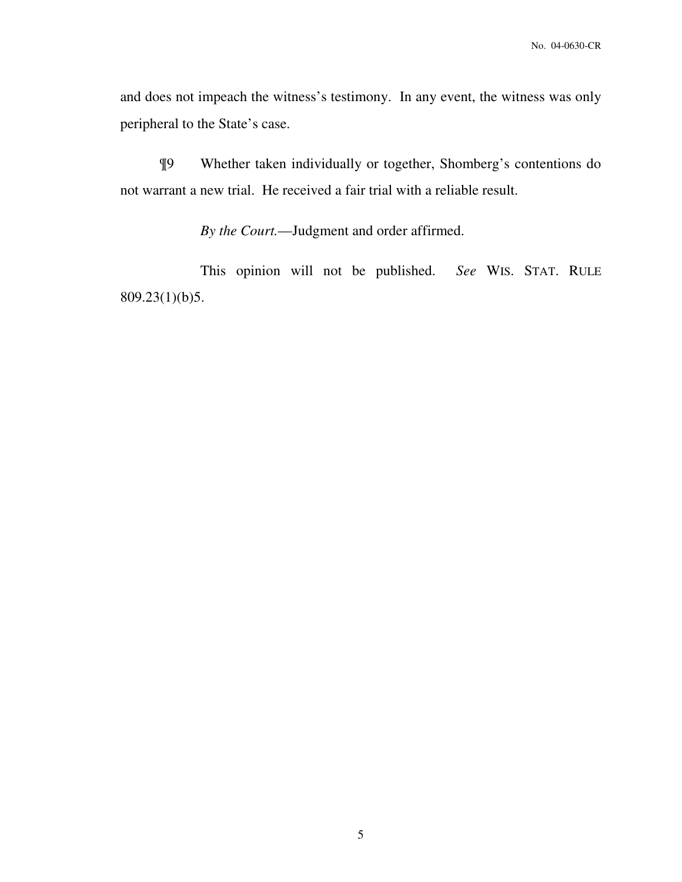and does not impeach the witness's testimony. In any event, the witness was only peripheral to the State's case.

¶9 Whether taken individually or together, Shomberg's contentions do not warrant a new trial. He received a fair trial with a reliable result.

*By the Court.*—Judgment and order affirmed.

This opinion will not be published. *See* WIS. STAT. RULE 809.23(1)(b)5.